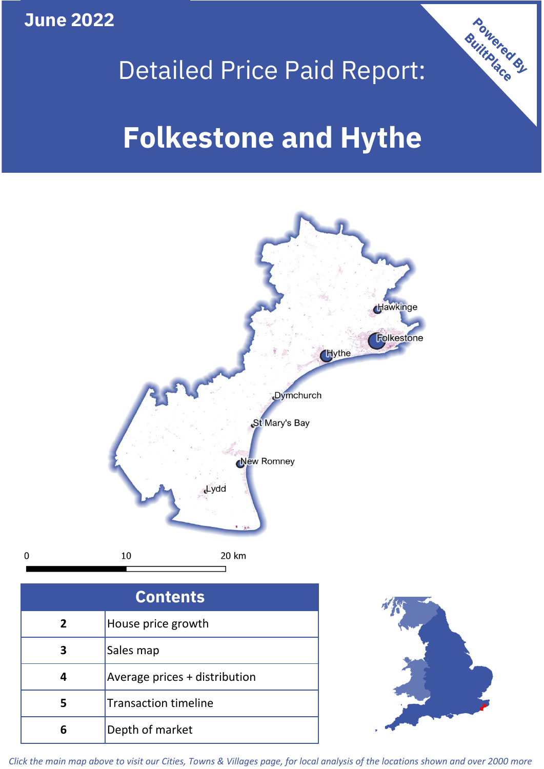June 2022

# Detailed Price Paid Report:

# Folkestone and Hythe

Powered By BuiltPlace

Hawkinge
Folkestone
Hythe
Dymchurch
St Mary's Bay
New Romney
Lydd

0 10 20 km

| Contents | |
|---|---|
| 2 | House price growth |
| 3 | Sales map |
| 4 | Average prices + distribution |
| 5 | Transaction timeline |
| 6 | Depth of market |

*Click the main map above to visit our Cities, Towns & Villages page, for local analysis of the locations shown and over 2000 more*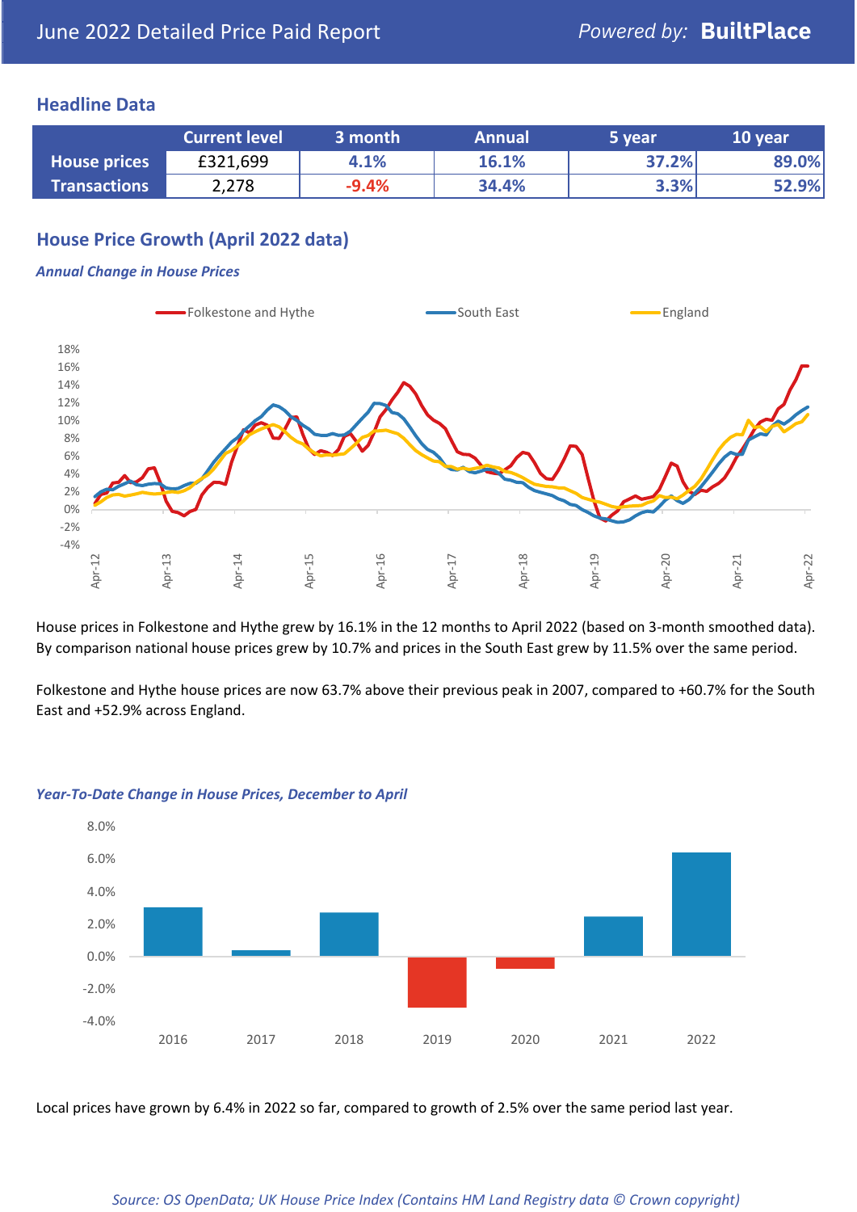June 2022 Detailed Price Paid Report

*Powered by:* **BuiltPlace**

## Headline Data

| | Current level | 3 month | Annual | 5 year | 10 year |
|---|---|---|---|---|---|
| **House prices** | £321,699 | 4.1% | 16.1% | 37.2% | 89.0% |
| **Transactions** | 2,278 | -9.4% | 34.4% | 3.3% | 52.9% |

## House Price Growth (April 2022 data)

### *Annual Change in House Prices*

House prices in Folkestone and Hythe grew by 16.1% in the 12 months to April 2022 (based on 3-month smoothed data). By comparison national house prices grew by 10.7% and prices in the South East grew by 11.5% over the same period.

Folkestone and Hythe house prices are now 63.7% above their previous peak in 2007, compared to +60.7% for the South East and +52.9% across England.

### *Year-To-Date Change in House Prices, December to April*

Local prices have grown by 6.4% in 2022 so far, compared to growth of 2.5% over the same period last year.

*Source: OS OpenData; UK House Price Index (Contains HM Land Registry data © Crown copyright)*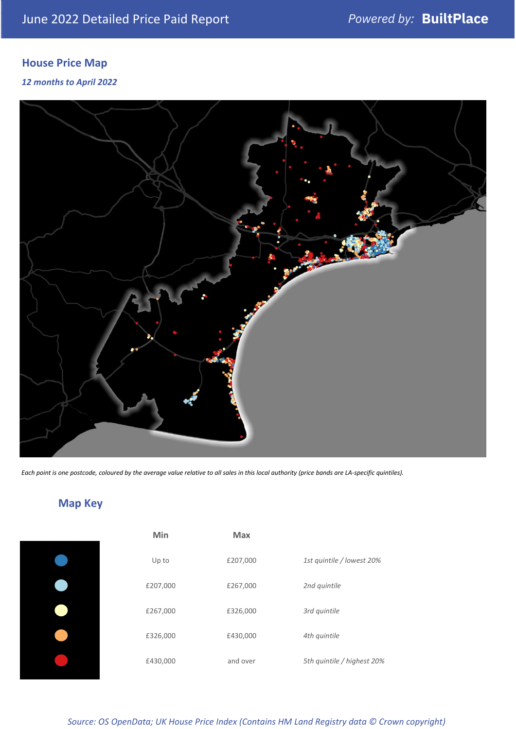June 2022 Detailed Price Paid Report

*Powered by:* **BuiltPlace**

## House Price Map

***12 months to April 2022***

*Each point is one postcode, coloured by the average value relative to all sales in this local authority (price bands are LA-specific quintiles).*

## Map Key

| Min | Max | |
|---|---|---|
| Up to | £207,000 | *1st quintile / lowest 20%* |
| £207,000 | £267,000 | *2nd quintile* |
| £267,000 | £326,000 | *3rd quintile* |
| £326,000 | £430,000 | *4th quintile* |
| £430,000 | and over | *5th quintile / highest 20%* |

*Source: OS OpenData; UK House Price Index (Contains HM Land Registry data © Crown copyright)*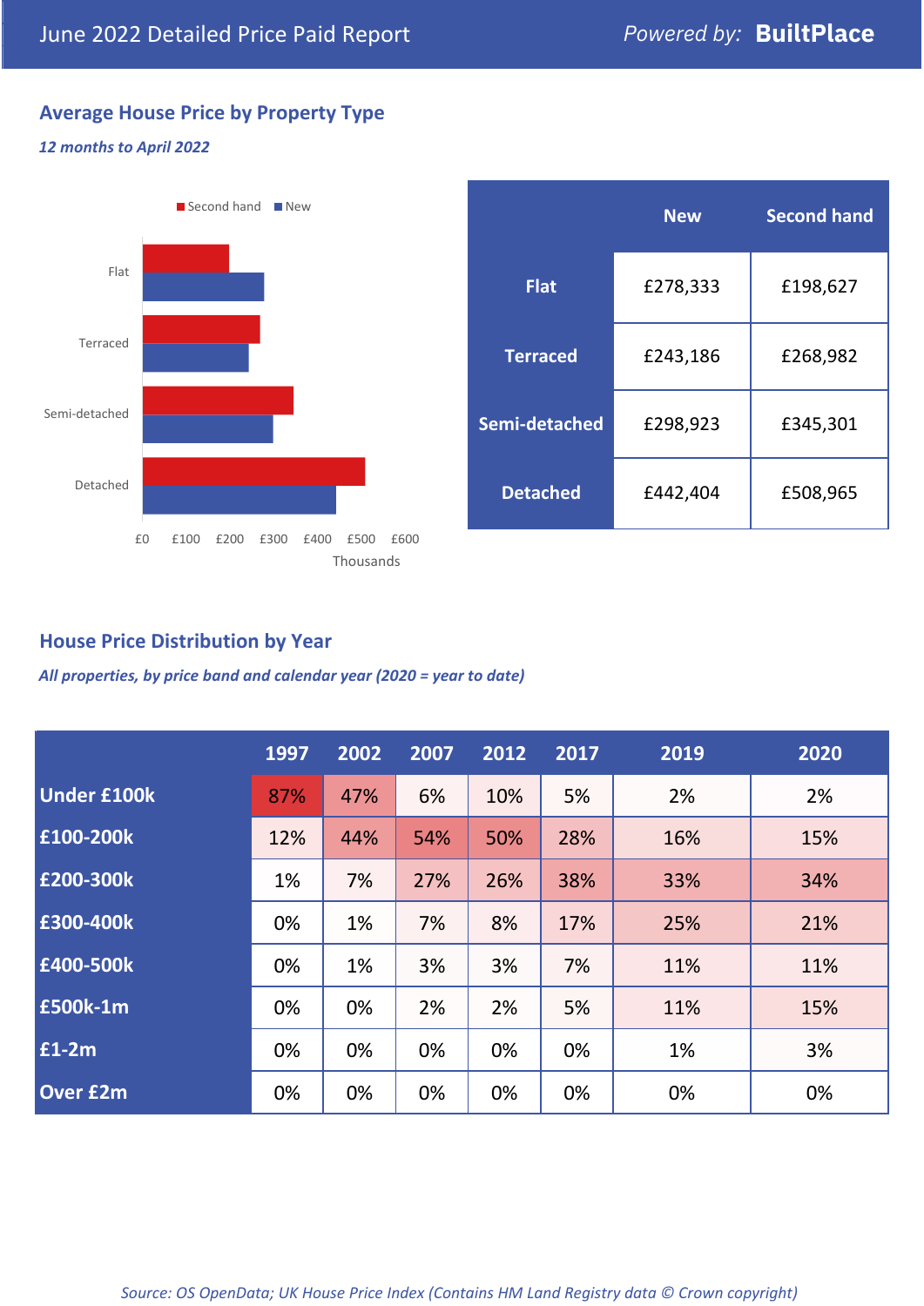June 2022 Detailed Price Paid Report — Powered by: **BuiltPlace**

## Average House Price by Property Type

*12 months to April 2022*

| | New | Second hand |
|---|---|---|
| **Flat** | £278,333 | £198,627 |
| **Terraced** | £243,186 | £268,982 |
| **Semi-detached** | £298,923 | £345,301 |
| **Detached** | £442,404 | £508,965 |

## House Price Distribution by Year

*All properties, by price band and calendar year (2020 = year to date)*

| | 1997 | 2002 | 2007 | 2012 | 2017 | 2019 | 2020 |
|---|---|---|---|---|---|---|---|
| **Under £100k** | 87% | 47% | 6% | 10% | 5% | 2% | 2% |
| **£100-200k** | 12% | 44% | 54% | 50% | 28% | 16% | 15% |
| **£200-300k** | 1% | 7% | 27% | 26% | 38% | 33% | 34% |
| **£300-400k** | 0% | 1% | 7% | 8% | 17% | 25% | 21% |
| **£400-500k** | 0% | 1% | 3% | 3% | 7% | 11% | 11% |
| **£500k-1m** | 0% | 0% | 2% | 2% | 5% | 11% | 15% |
| **£1-2m** | 0% | 0% | 0% | 0% | 0% | 1% | 3% |
| **Over £2m** | 0% | 0% | 0% | 0% | 0% | 0% | 0% |

*Source: OS OpenData; UK House Price Index (Contains HM Land Registry data © Crown copyright)*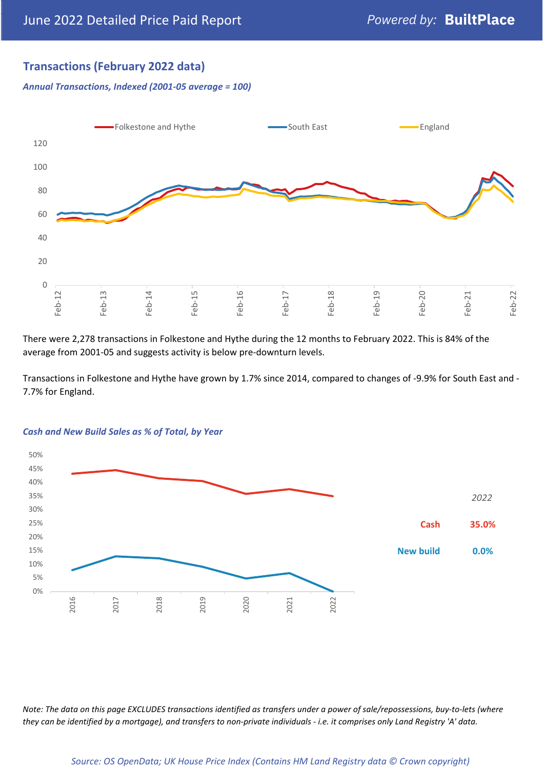## Transactions (February 2022 data)

*Annual Transactions, Indexed (2001-05 average = 100)*

There were 2,278 transactions in Folkestone and Hythe during the 12 months to February 2022. This is 84% of the average from 2001-05 and suggests activity is below pre-downturn levels.

Transactions in Folkestone and Hythe have grown by 1.7% since 2014, compared to changes of -9.9% for South East and -7.7% for England.

*Cash and New Build Sales as % of Total, by Year*

| 2022 | |
|---|---|
| Cash | 35.0% |
| New build | 0.0% |

*Note: The data on this page EXCLUDES transactions identified as transfers under a power of sale/repossessions, buy-to-lets (where they can be identified by a mortgage), and transfers to non-private individuals - i.e. it comprises only Land Registry 'A' data.*

*Source: OS OpenData; UK House Price Index (Contains HM Land Registry data © Crown copyright)*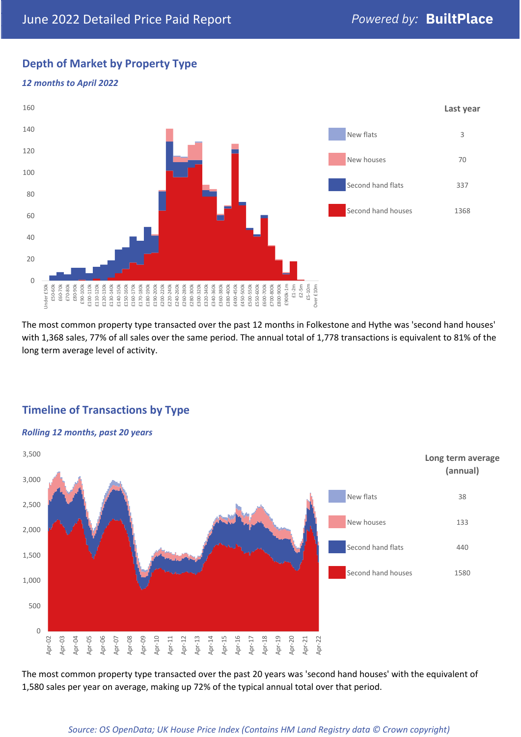# June 2022 Detailed Price Paid Report

*Powered by:* **BuiltPlace**

## Depth of Market by Property Type

*12 months to April 2022*

160
140
120
100
80
60
40
20
0

Under £50k, £50-60k, £60-70k, £70-80k, £80-90k, £90-100k, £100-110k, £110-120k, £120-130k, £130-140k, £140-150k, £150-160k, £160-170k, £170-180k, £180-190k, £190-200k, £200-220k, £220-240k, £240-260k, £260-280k, £280-300k, £300-320k, £320-340k, £340-360k, £360-380k, £380-400k, £400-450k, £450-500k, £500-550k, £550-600k, £600-700k, £700-800k, £800-900k, £900k-1m, £1-2m, £2-5m, £5-10m, Over £10m

Last year

New flats 3
New houses 70
Second hand flats 337
Second hand houses 1368

The most common property type transacted over the past 12 months in Folkestone and Hythe was 'second hand houses' with 1,368 sales, 77% of all sales over the same period. The annual total of 1,778 transactions is equivalent to 81% of the long term average level of activity.

## Timeline of Transactions by Type

*Rolling 12 months, past 20 years*

3,500
3,000
2,500
2,000
1,500
1,000
500
0

Apr-02, Apr-03, Apr-04, Apr-05, Apr-06, Apr-07, Apr-08, Apr-09, Apr-10, Apr-11, Apr-12, Apr-13, Apr-14, Apr-15, Apr-16, Apr-17, Apr-18, Apr-19, Apr-20, Apr-21, Apr-22

Long term average (annual)

New flats 38
New houses 133
Second hand flats 440
Second hand houses 1580

The most common property type transacted over the past 20 years was 'second hand houses' with the equivalent of 1,580 sales per year on average, making up 72% of the typical annual total over that period.

*Source: OS OpenData; UK House Price Index (Contains HM Land Registry data © Crown copyright)*